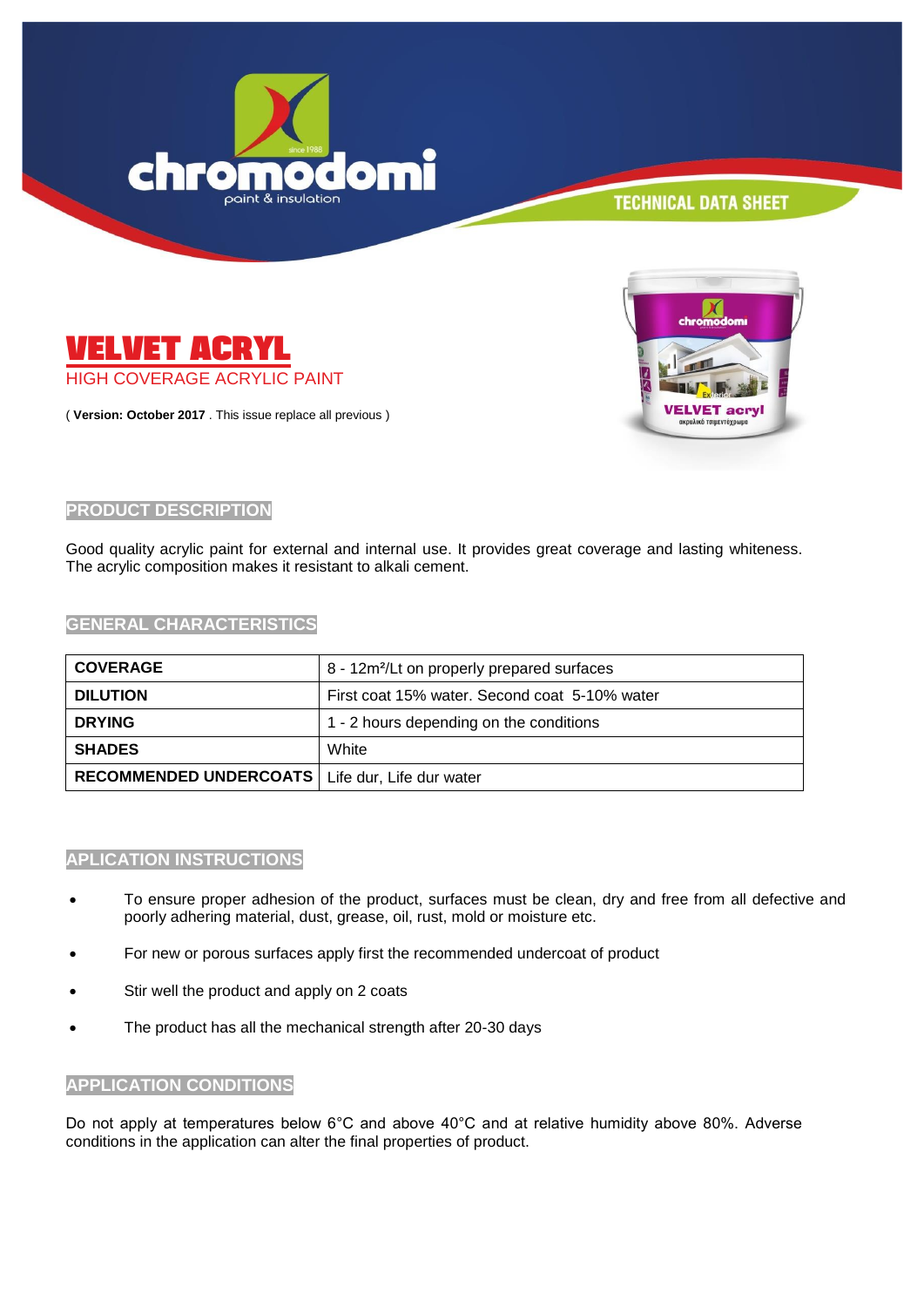TECHNICAL DATA SHEET

# VELVET ACRYL

HIGH COVERAGE ACRYLIC PAINT

( **Version: October 2017** . This issue replace all previous )

## PRODUCT DESCRIPTION

Good quality acrylic paint for external and internal use. It provides great coverage and lasting whiteness. The acrylic composition makes it resistant to alkali cement.

## GENERAL CHARACTERISTICS

| | |
|---|---|
| **COVERAGE** | 8 - 12m²/Lt on properly prepared surfaces |
| **DILUTION** | First coat 15% water. Second coat 5-10% water |
| **DRYING** | 1 - 2 hours depending on the conditions |
| **SHADES** | White |
| **RECOMMENDED UNDERCOATS** | Life dur, Life dur water |

## APLICATION INSTRUCTIONS

- To ensure proper adhesion of the product, surfaces must be clean, dry and free from all defective and poorly adhering material, dust, grease, oil, rust, mold or moisture etc.
- For new or porous surfaces apply first the recommended undercoat of product
- Stir well the product and apply on 2 coats
- The product has all the mechanical strength after 20-30 days

## APPLICATION CONDITIONS

Do not apply at temperatures below 6°C and above 40°C and at relative humidity above 80%. Adverse conditions in the application can alter the final properties of product.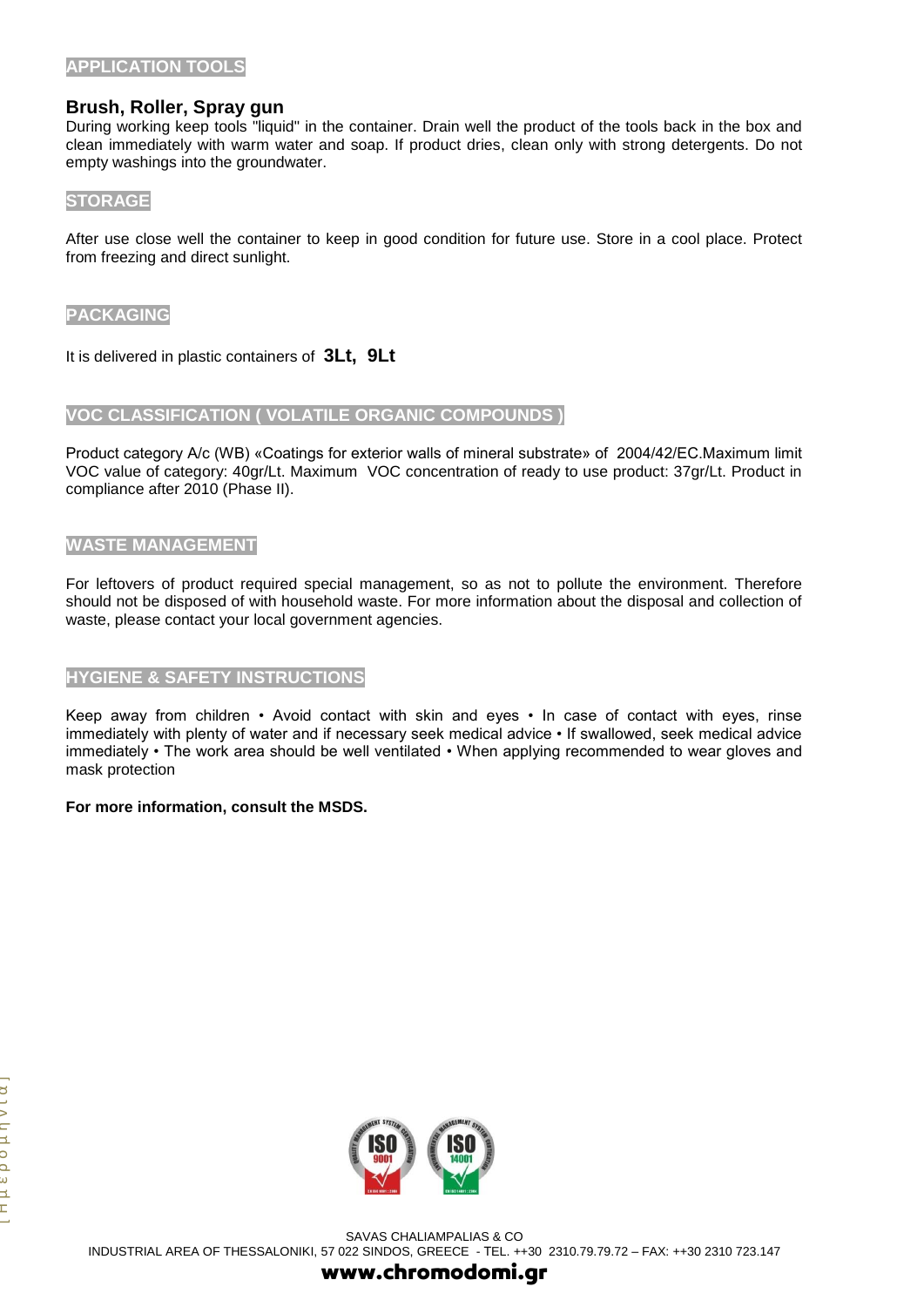## APPLICATION TOOLS

### Brush, Roller, Spray gun

During working keep tools "liquid" in the container. Drain well the product of the tools back in the box and clean immediately with warm water and soap. If product dries, clean only with strong detergents. Do not empty washings into the groundwater.

## STORAGE

After use close well the container to keep in good condition for future use. Store in a cool place. Protect from freezing and direct sunlight.

## PACKAGING

It is delivered in plastic containers of **3Lt, 9Lt**

## VOC CLASSIFICATION ( VOLATILE ORGANIC COMPOUNDS )

Product category A/c (WB) «Coatings for exterior walls of mineral substrate» of 2004/42/EC.Maximum limit VOC value of category: 40gr/Lt. Maximum VOC concentration of ready to use product: 37gr/Lt. Product in compliance after 2010 (Phase II).

## WASTE MANAGEMENT

For leftovers of product required special management, so as not to pollute the environment. Therefore should not be disposed of with household waste. For more information about the disposal and collection of waste, please contact your local government agencies.

## HYGIENE & SAFETY INSTRUCTIONS

Keep away from children • Avoid contact with skin and eyes • In case of contact with eyes, rinse immediately with plenty of water and if necessary seek medical advice • If swallowed, seek medical advice immediately • The work area should be well ventilated • When applying recommended to wear gloves and mask protection

**For more information, consult the MSDS.**

SAVAS CHALIAMPALIAS & CO
INDUSTRIAL AREA OF THESSALONIKI, 57 022 SINDOS, GREECE - TEL. ++30 2310.79.79.72 – FAX: ++30 2310 723.147

**www.chromodomi.gr**